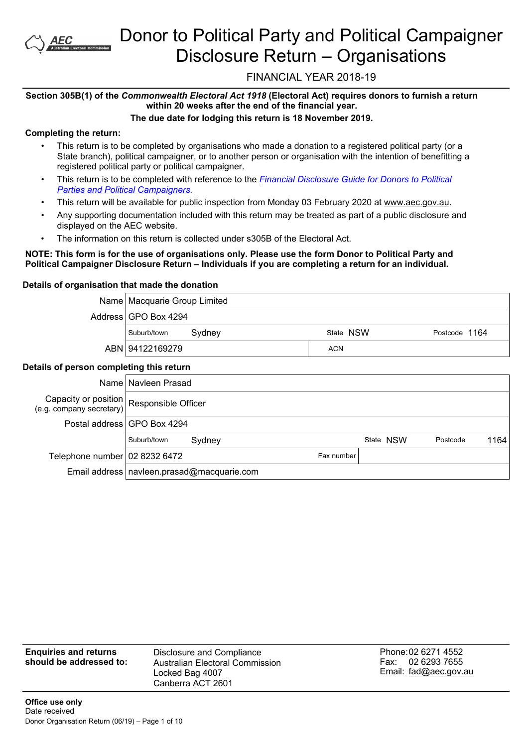# Donor to Political Party and Political Campaigner Disclosure Return – Organisations

FINANCIAL YEAR 2018-19

**Section 305B(1) of the *Commonwealth Electoral Act 1918* (Electoral Act) requires donors to furnish a return within 20 weeks after the end of the financial year.**

**The due date for lodging this return is 18 November 2019.**

**Completing the return:**

- This return is to be completed by organisations who made a donation to a registered political party (or a State branch), political campaigner, or to another person or organisation with the intention of benefitting a registered political party or political campaigner.
- This return is to be completed with reference to the *Financial Disclosure Guide for Donors to Political Parties and Political Campaigners*.
- This return will be available for public inspection from Monday 03 February 2020 at www.aec.gov.au.
- Any supporting documentation included with this return may be treated as part of a public disclosure and displayed on the AEC website.
- The information on this return is collected under s305B of the Electoral Act.

**NOTE: This form is for the use of organisations only. Please use the form Donor to Political Party and Political Campaigner Disclosure Return – Individuals if you are completing a return for an individual.**

**Details of organisation that made the donation**

| | | | |
|---|---|---|---|
| Name | Macquarie Group Limited | | |
| Address | GPO Box 4294 | | |
| | Suburb/town Sydney | State NSW | Postcode 1164 |
| ABN | 94122169279 | ACN | |

**Details of person completing this return**

| | | | |
|---|---|---|---|
| Name | Navleen Prasad | | |
| Capacity or position (e.g. company secretary) | Responsible Officer | | |
| Postal address | GPO Box 4294 | | |
| | Suburb/town Sydney | State NSW | Postcode 1164 |
| Telephone number | 02 8232 6472 | Fax number | |
| Email address | navleen.prasad@macquarie.com | | |

**Enquiries and returns should be addressed to:**

Disclosure and Compliance
Australian Electoral Commission
Locked Bag 4007
Canberra ACT 2601

Phone: 02 6271 4552
Fax: 02 6293 7655
Email: fad@aec.gov.au

**Office use only**
Date received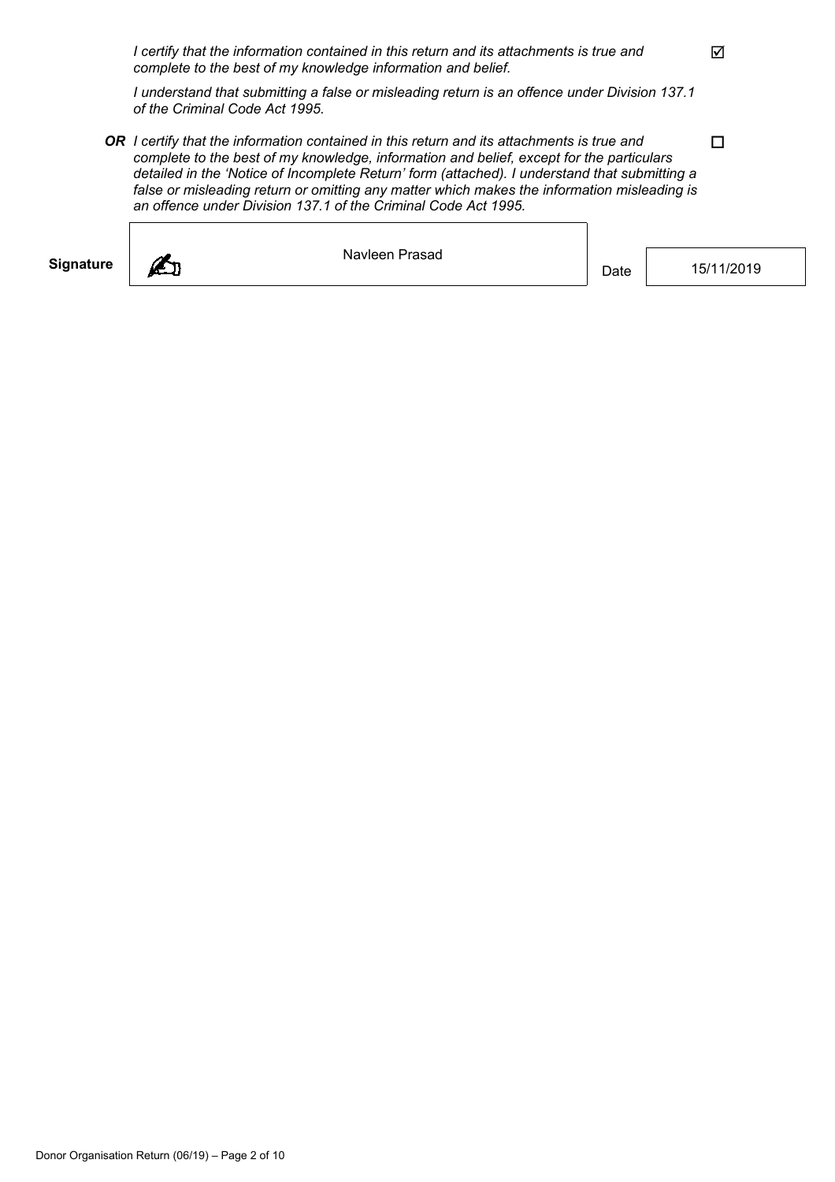*I certify that the information contained in this return and its attachments is true and complete to the best of my knowledge information and belief.* ☑

*I understand that submitting a false or misleading return is an offence under Division 137.1 of the Criminal Code Act 1995.*

***OR*** *I certify that the information contained in this return and its attachments is true and complete to the best of my knowledge, information and belief, except for the particulars detailed in the 'Notice of Incomplete Return' form (attached). I understand that submitting a false or misleading return or omitting any matter which makes the information misleading is an offence under Division 137.1 of the Criminal Code Act 1995.* ☐

| **Signature** | Navleen Prasad | Date | 15/11/2019 |
|---|---|---|---|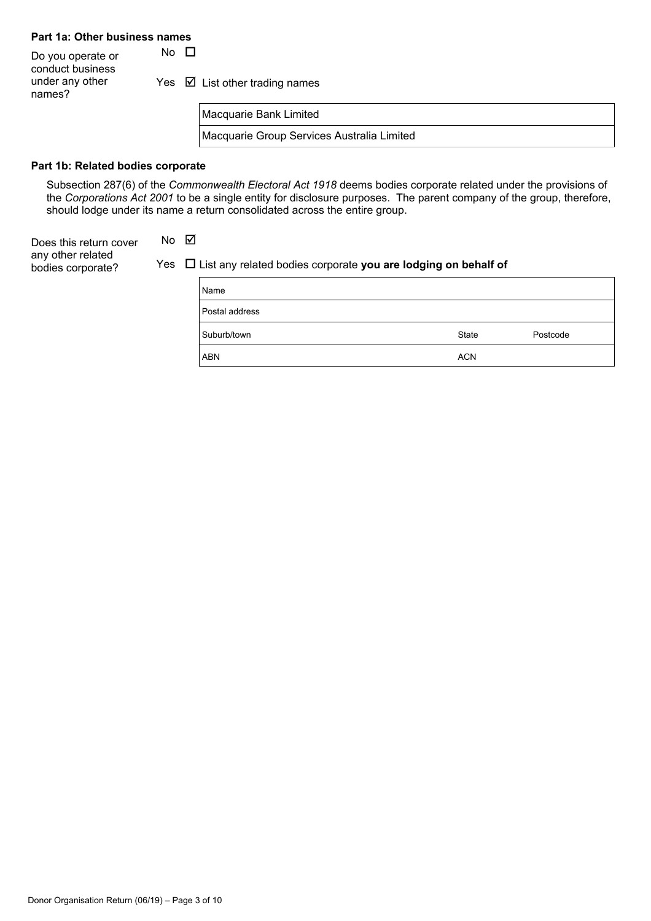#### Part 1a: Other business names

Do you operate or conduct business under any other names?

No ☐

Yes ☑ List other trading names

| Macquarie Bank Limited |
| --- |
| Macquarie Group Services Australia Limited |

#### Part 1b: Related bodies corporate

Subsection 287(6) of the *Commonwealth Electoral Act 1918* deems bodies corporate related under the provisions of the *Corporations Act 2001* to be a single entity for disclosure purposes. The parent company of the group, therefore, should lodge under its name a return consolidated across the entire group.

Does this return cover any other related bodies corporate?

No ☑

Yes ☐ List any related bodies corporate **you are lodging on behalf of**

| Name | | |
| --- | --- | --- |
| Postal address | | |
| Suburb/town | State | Postcode |
| ABN | ACN | |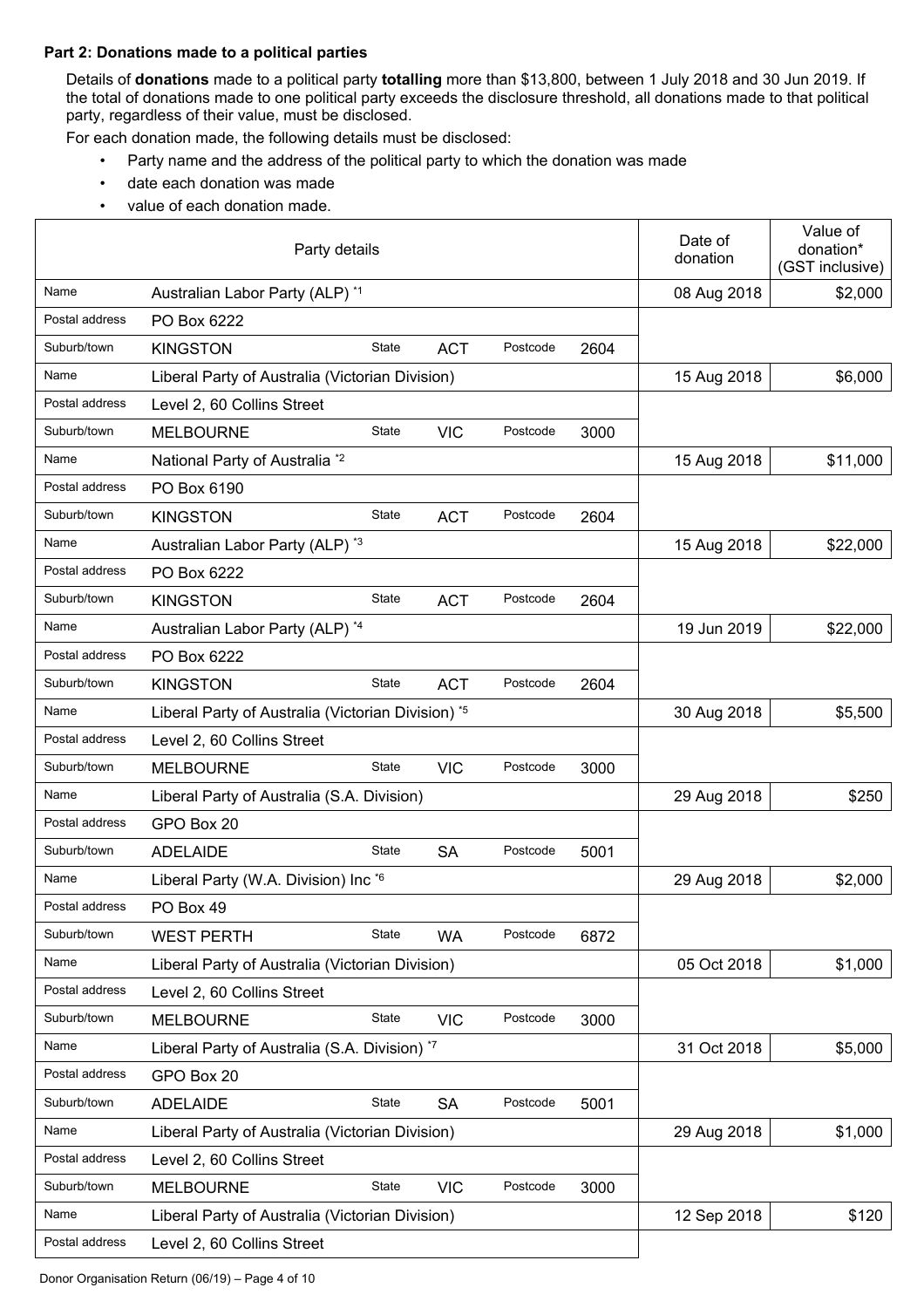**Part 2: Donations made to a political parties**

Details of **donations** made to a political party **totalling** more than $13,800, between 1 July 2018 and 30 Jun 2019. If the total of donations made to one political party exceeds the disclosure threshold, all donations made to that political party, regardless of their value, must be disclosed.

For each donation made, the following details must be disclosed:

- Party name and the address of the political party to which the donation was made
- date each donation was made
- value of each donation made.

| Party details | | | | | | | Date of donation | Value of donation* (GST inclusive) |
|---|---|---|---|---|---|---|---|---|
| Name | Australian Labor Party (ALP) *1 | | | | | | 08 Aug 2018 | $2,000 |
| Postal address | PO Box 6222 | | | | | | | |
| Suburb/town | KINGSTON | State | ACT | Postcode | 2604 | | | |
| Name | Liberal Party of Australia (Victorian Division) | | | | | | 15 Aug 2018 | $6,000 |
| Postal address | Level 2, 60 Collins Street | | | | | | | |
| Suburb/town | MELBOURNE | State | VIC | Postcode | 3000 | | | |
| Name | National Party of Australia *2 | | | | | | 15 Aug 2018 | $11,000 |
| Postal address | PO Box 6190 | | | | | | | |
| Suburb/town | KINGSTON | State | ACT | Postcode | 2604 | | | |
| Name | Australian Labor Party (ALP) *3 | | | | | | 15 Aug 2018 | $22,000 |
| Postal address | PO Box 6222 | | | | | | | |
| Suburb/town | KINGSTON | State | ACT | Postcode | 2604 | | | |
| Name | Australian Labor Party (ALP) *4 | | | | | | 19 Jun 2019 | $22,000 |
| Postal address | PO Box 6222 | | | | | | | |
| Suburb/town | KINGSTON | State | ACT | Postcode | 2604 | | | |
| Name | Liberal Party of Australia (Victorian Division) *5 | | | | | | 30 Aug 2018 | $5,500 |
| Postal address | Level 2, 60 Collins Street | | | | | | | |
| Suburb/town | MELBOURNE | State | VIC | Postcode | 3000 | | | |
| Name | Liberal Party of Australia (S.A. Division) | | | | | | 29 Aug 2018 | $250 |
| Postal address | GPO Box 20 | | | | | | | |
| Suburb/town | ADELAIDE | State | SA | Postcode | 5001 | | | |
| Name | Liberal Party (W.A. Division) Inc *6 | | | | | | 29 Aug 2018 | $2,000 |
| Postal address | PO Box 49 | | | | | | | |
| Suburb/town | WEST PERTH | State | WA | Postcode | 6872 | | | |
| Name | Liberal Party of Australia (Victorian Division) | | | | | | 05 Oct 2018 | $1,000 |
| Postal address | Level 2, 60 Collins Street | | | | | | | |
| Suburb/town | MELBOURNE | State | VIC | Postcode | 3000 | | | |
| Name | Liberal Party of Australia (S.A. Division) *7 | | | | | | 31 Oct 2018 | $5,000 |
| Postal address | GPO Box 20 | | | | | | | |
| Suburb/town | ADELAIDE | State | SA | Postcode | 5001 | | | |
| Name | Liberal Party of Australia (Victorian Division) | | | | | | 29 Aug 2018 | $1,000 |
| Postal address | Level 2, 60 Collins Street | | | | | | | |
| Suburb/town | MELBOURNE | State | VIC | Postcode | 3000 | | | |
| Name | Liberal Party of Australia (Victorian Division) | | | | | | 12 Sep 2018 | $120 |
| Postal address | Level 2, 60 Collins Street | | | | | | | |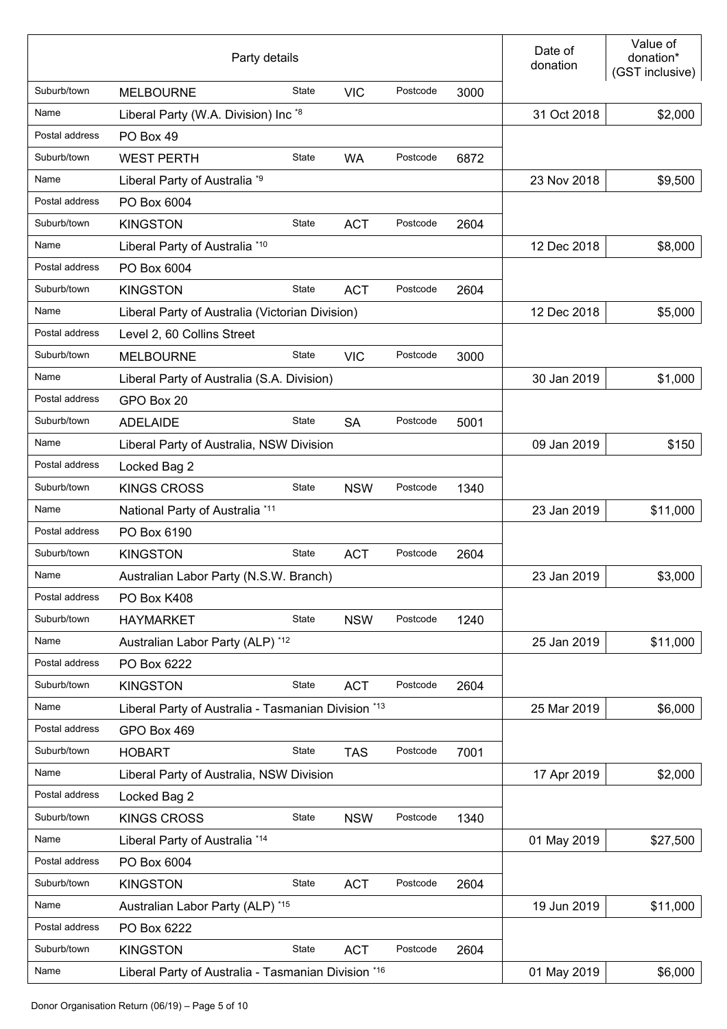| Party details | | | | | | Date of donation | Value of donation* (GST inclusive) |
|---|---|---|---|---|---|---|---|
| Suburb/town | MELBOURNE | State | VIC | Postcode | 3000 | | |
| Name | Liberal Party (W.A. Division) Inc *8 | | | | | 31 Oct 2018 | $2,000 |
| Postal address | PO Box 49 | | | | | | |
| Suburb/town | WEST PERTH | State | WA | Postcode | 6872 | | |
| Name | Liberal Party of Australia *9 | | | | | 23 Nov 2018 | $9,500 |
| Postal address | PO Box 6004 | | | | | | |
| Suburb/town | KINGSTON | State | ACT | Postcode | 2604 | | |
| Name | Liberal Party of Australia *10 | | | | | 12 Dec 2018 | $8,000 |
| Postal address | PO Box 6004 | | | | | | |
| Suburb/town | KINGSTON | State | ACT | Postcode | 2604 | | |
| Name | Liberal Party of Australia (Victorian Division) | | | | | 12 Dec 2018 | $5,000 |
| Postal address | Level 2, 60 Collins Street | | | | | | |
| Suburb/town | MELBOURNE | State | VIC | Postcode | 3000 | | |
| Name | Liberal Party of Australia (S.A. Division) | | | | | 30 Jan 2019 | $1,000 |
| Postal address | GPO Box 20 | | | | | | |
| Suburb/town | ADELAIDE | State | SA | Postcode | 5001 | | |
| Name | Liberal Party of Australia, NSW Division | | | | | 09 Jan 2019 | $150 |
| Postal address | Locked Bag 2 | | | | | | |
| Suburb/town | KINGS CROSS | State | NSW | Postcode | 1340 | | |
| Name | National Party of Australia *11 | | | | | 23 Jan 2019 | $11,000 |
| Postal address | PO Box 6190 | | | | | | |
| Suburb/town | KINGSTON | State | ACT | Postcode | 2604 | | |
| Name | Australian Labor Party (N.S.W. Branch) | | | | | 23 Jan 2019 | $3,000 |
| Postal address | PO Box K408 | | | | | | |
| Suburb/town | HAYMARKET | State | NSW | Postcode | 1240 | | |
| Name | Australian Labor Party (ALP) *12 | | | | | 25 Jan 2019 | $11,000 |
| Postal address | PO Box 6222 | | | | | | |
| Suburb/town | KINGSTON | State | ACT | Postcode | 2604 | | |
| Name | Liberal Party of Australia - Tasmanian Division *13 | | | | | 25 Mar 2019 | $6,000 |
| Postal address | GPO Box 469 | | | | | | |
| Suburb/town | HOBART | State | TAS | Postcode | 7001 | | |
| Name | Liberal Party of Australia, NSW Division | | | | | 17 Apr 2019 | $2,000 |
| Postal address | Locked Bag 2 | | | | | | |
| Suburb/town | KINGS CROSS | State | NSW | Postcode | 1340 | | |
| Name | Liberal Party of Australia *14 | | | | | 01 May 2019 | $27,500 |
| Postal address | PO Box 6004 | | | | | | |
| Suburb/town | KINGSTON | State | ACT | Postcode | 2604 | | |
| Name | Australian Labor Party (ALP) *15 | | | | | 19 Jun 2019 | $11,000 |
| Postal address | PO Box 6222 | | | | | | |
| Suburb/town | KINGSTON | State | ACT | Postcode | 2604 | | |
| Name | Liberal Party of Australia - Tasmanian Division *16 | | | | | 01 May 2019 | $6,000 |

Donor Organisation Return (06/19)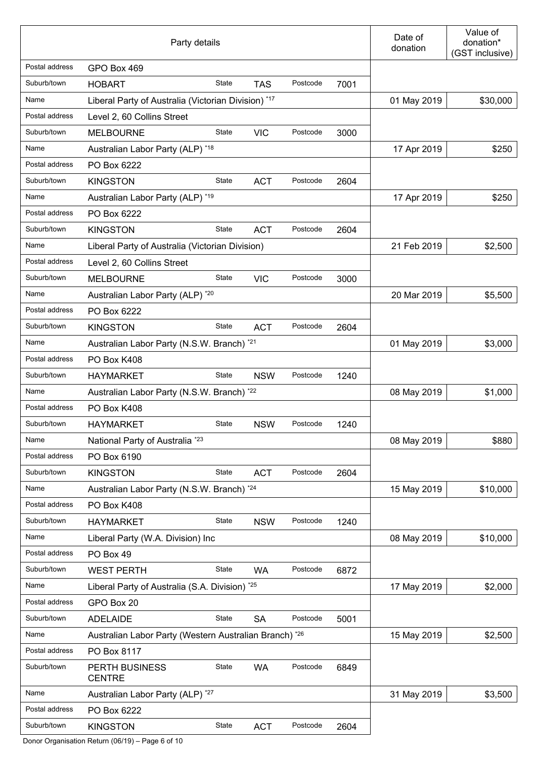| Party details | | | | | | Date of donation | Value of donation* (GST inclusive) |
|---|---|---|---|---|---|---|---|
| Postal address | GPO Box 469 | | | | | | |
| Suburb/town | HOBART | State | TAS | Postcode | 7001 | | |
| Name | Liberal Party of Australia (Victorian Division) *17 | | | | | 01 May 2019 | $30,000 |
| Postal address | Level 2, 60 Collins Street | | | | | | |
| Suburb/town | MELBOURNE | State | VIC | Postcode | 3000 | | |
| Name | Australian Labor Party (ALP) *18 | | | | | 17 Apr 2019 | $250 |
| Postal address | PO Box 6222 | | | | | | |
| Suburb/town | KINGSTON | State | ACT | Postcode | 2604 | | |
| Name | Australian Labor Party (ALP) *19 | | | | | 17 Apr 2019 | $250 |
| Postal address | PO Box 6222 | | | | | | |
| Suburb/town | KINGSTON | State | ACT | Postcode | 2604 | | |
| Name | Liberal Party of Australia (Victorian Division) | | | | | 21 Feb 2019 | $2,500 |
| Postal address | Level 2, 60 Collins Street | | | | | | |
| Suburb/town | MELBOURNE | State | VIC | Postcode | 3000 | | |
| Name | Australian Labor Party (ALP) *20 | | | | | 20 Mar 2019 | $5,500 |
| Postal address | PO Box 6222 | | | | | | |
| Suburb/town | KINGSTON | State | ACT | Postcode | 2604 | | |
| Name | Australian Labor Party (N.S.W. Branch) *21 | | | | | 01 May 2019 | $3,000 |
| Postal address | PO Box K408 | | | | | | |
| Suburb/town | HAYMARKET | State | NSW | Postcode | 1240 | | |
| Name | Australian Labor Party (N.S.W. Branch) *22 | | | | | 08 May 2019 | $1,000 |
| Postal address | PO Box K408 | | | | | | |
| Suburb/town | HAYMARKET | State | NSW | Postcode | 1240 | | |
| Name | National Party of Australia *23 | | | | | 08 May 2019 | $880 |
| Postal address | PO Box 6190 | | | | | | |
| Suburb/town | KINGSTON | State | ACT | Postcode | 2604 | | |
| Name | Australian Labor Party (N.S.W. Branch) *24 | | | | | 15 May 2019 | $10,000 |
| Postal address | PO Box K408 | | | | | | |
| Suburb/town | HAYMARKET | State | NSW | Postcode | 1240 | | |
| Name | Liberal Party (W.A. Division) Inc | | | | | 08 May 2019 | $10,000 |
| Postal address | PO Box 49 | | | | | | |
| Suburb/town | WEST PERTH | State | WA | Postcode | 6872 | | |
| Name | Liberal Party of Australia (S.A. Division) *25 | | | | | 17 May 2019 | $2,000 |
| Postal address | GPO Box 20 | | | | | | |
| Suburb/town | ADELAIDE | State | SA | Postcode | 5001 | | |
| Name | Australian Labor Party (Western Australian Branch) *26 | | | | | 15 May 2019 | $2,500 |
| Postal address | PO Box 8117 | | | | | | |
| Suburb/town | PERTH BUSINESS CENTRE | State | WA | Postcode | 6849 | | |
| Name | Australian Labor Party (ALP) *27 | | | | | 31 May 2019 | $3,500 |
| Postal address | PO Box 6222 | | | | | | |
| Suburb/town | KINGSTON | State | ACT | Postcode | 2604 | | |

Donor Organisation Return (06/19)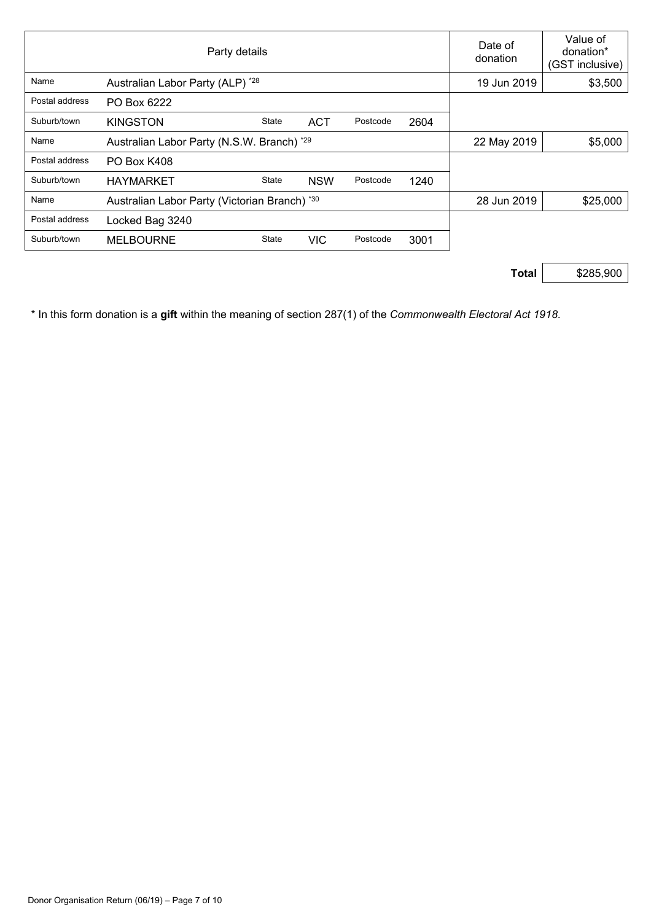| Party details | | | | | | Date of donation | Value of donation* (GST inclusive) |
|---|---|---|---|---|---|---|---|
| Name | Australian Labor Party (ALP) *28 | | | | | 19 Jun 2019 | $3,500 |
| Postal address | PO Box 6222 | | | | | | |
| Suburb/town | KINGSTON | State | ACT | Postcode | 2604 | | |
| Name | Australian Labor Party (N.S.W. Branch) *29 | | | | | 22 May 2019 | $5,000 |
| Postal address | PO Box K408 | | | | | | |
| Suburb/town | HAYMARKET | State | NSW | Postcode | 1240 | | |
| Name | Australian Labor Party (Victorian Branch) *30 | | | | | 28 Jun 2019 | $25,000 |
| Postal address | Locked Bag 3240 | | | | | | |
| Suburb/town | MELBOURNE | State | VIC | Postcode | 3001 | | |
| | | | | | | **Total** | $285,900 |

* In this form donation is a **gift** within the meaning of section 287(1) of the *Commonwealth Electoral Act 1918.*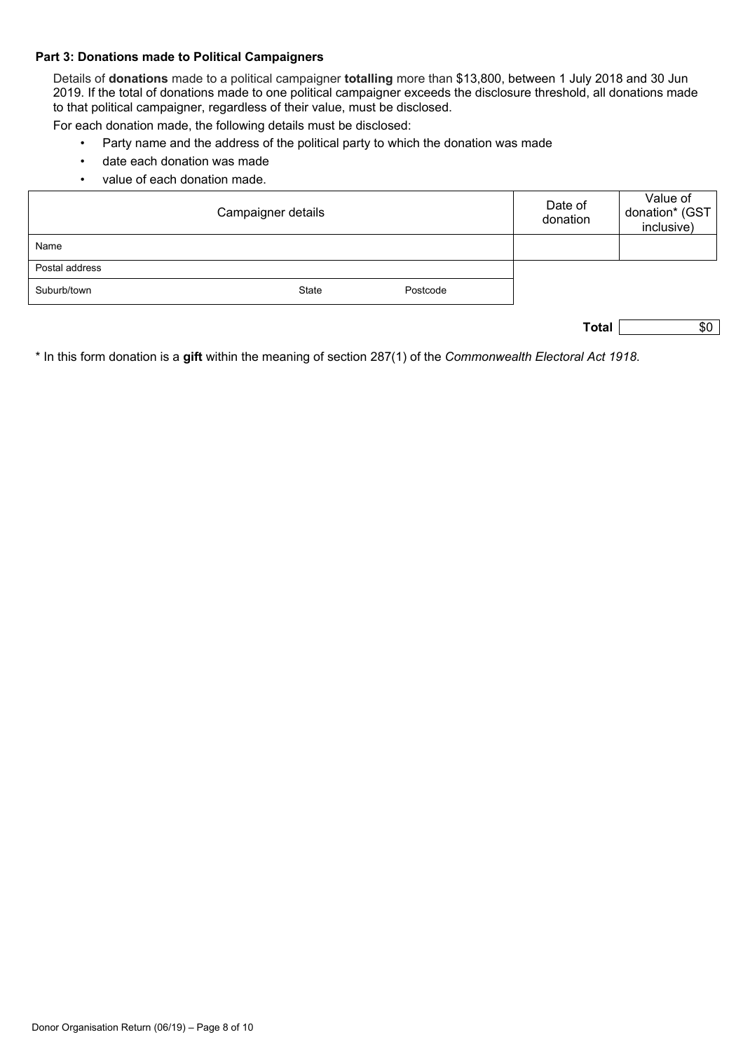**Part 3: Donations made to Political Campaigners**

Details of **donations** made to a political campaigner **totalling** more than $13,800, between 1 July 2018 and 30 Jun 2019. If the total of donations made to one political campaigner exceeds the disclosure threshold, all donations made to that political campaigner, regardless of their value, must be disclosed.

For each donation made, the following details must be disclosed:

- Party name and the address of the political party to which the donation was made
- date each donation was made
- value of each donation made.

| Campaigner details | | | Date of donation | Value of donation* (GST inclusive) |
|---|---|---|---|---|
| Name | | | | |
| Postal address | | | | |
| Suburb/town | State | Postcode | | |

**Total** $0

* In this form donation is a **gift** within the meaning of section 287(1) of the *Commonwealth Electoral Act 1918.*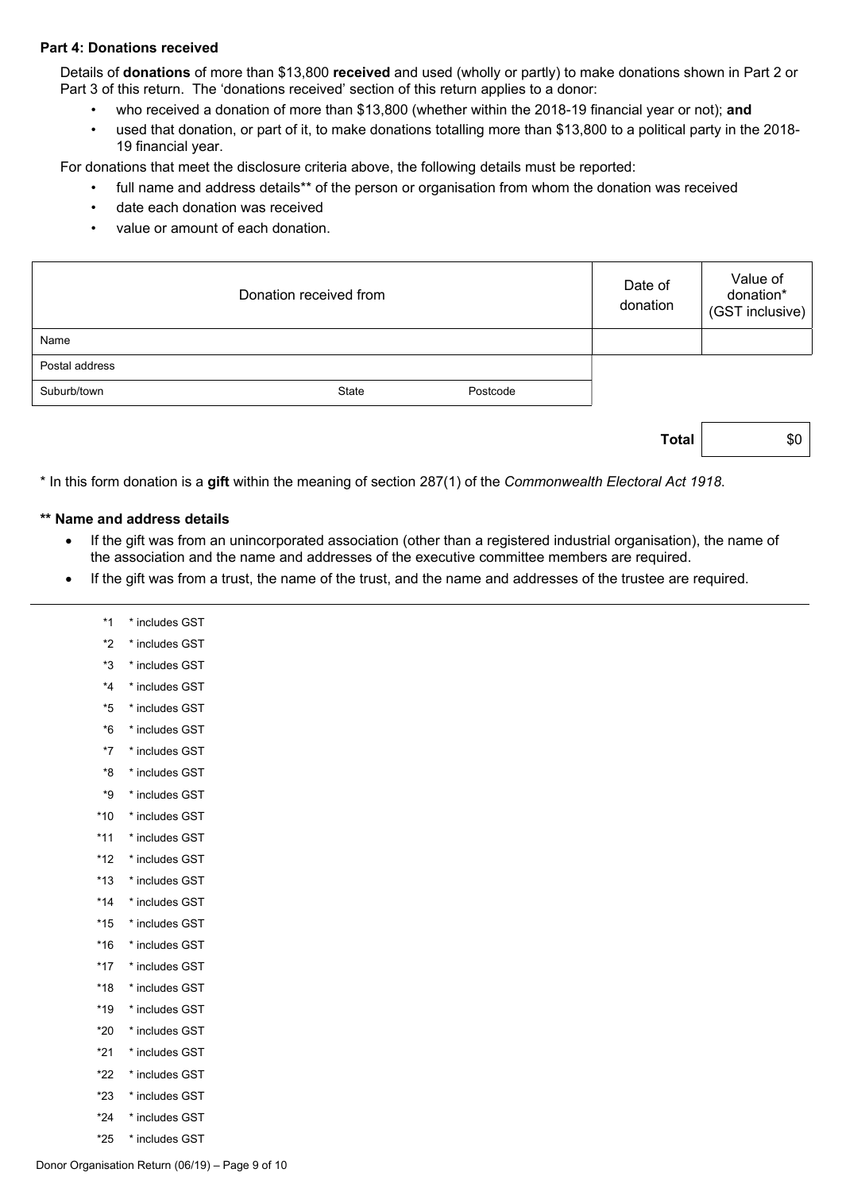**Part 4: Donations received**

Details of **donations** of more than $13,800 **received** and used (wholly or partly) to make donations shown in Part 2 or Part 3 of this return. The 'donations received' section of this return applies to a donor:

- who received a donation of more than $13,800 (whether within the 2018-19 financial year or not); **and**
- used that donation, or part of it, to make donations totalling more than $13,800 to a political party in the 2018-19 financial year.

For donations that meet the disclosure criteria above, the following details must be reported:

- full name and address details** of the person or organisation from whom the donation was received
- date each donation was received
- value or amount of each donation.

| Donation received from | | | Date of donation | Value of donation* (GST inclusive) |
|---|---|---|---|---|
| Name | | | | |
| Postal address | | | | |
| Suburb/town | State | Postcode | | |

| | Total | $0 |
|---|---|---|

* In this form donation is a **gift** within the meaning of section 287(1) of the *Commonwealth Electoral Act 1918*.

**** Name and address details**

- If the gift was from an unincorporated association (other than a registered industrial organisation), the name of the association and the name and addresses of the executive committee members are required.
- If the gift was from a trust, the name of the trust, and the name and addresses of the trustee are required.

*1 * includes GST
*2 * includes GST
*3 * includes GST
*4 * includes GST
*5 * includes GST
*6 * includes GST
*7 * includes GST
*8 * includes GST
*9 * includes GST
*10 * includes GST
*11 * includes GST
*12 * includes GST
*13 * includes GST
*14 * includes GST
*15 * includes GST
*16 * includes GST
*17 * includes GST
*18 * includes GST
*19 * includes GST
*20 * includes GST
*21 * includes GST
*22 * includes GST
*23 * includes GST
*24 * includes GST
*25 * includes GST

Donor Organisation Return (06/19)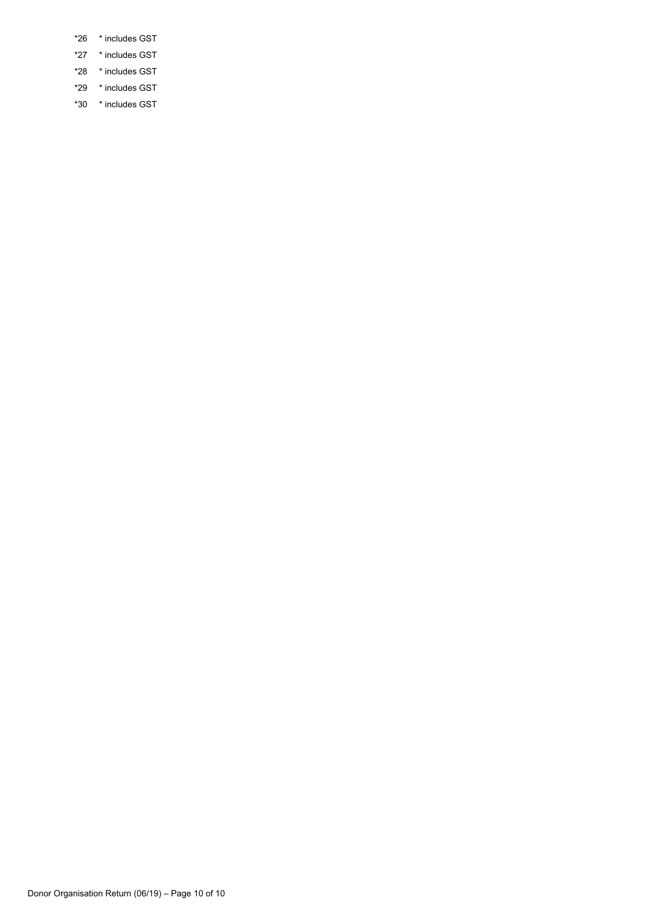*26 * includes GST

*27 * includes GST

*28 * includes GST

*29 * includes GST

*30 * includes GST